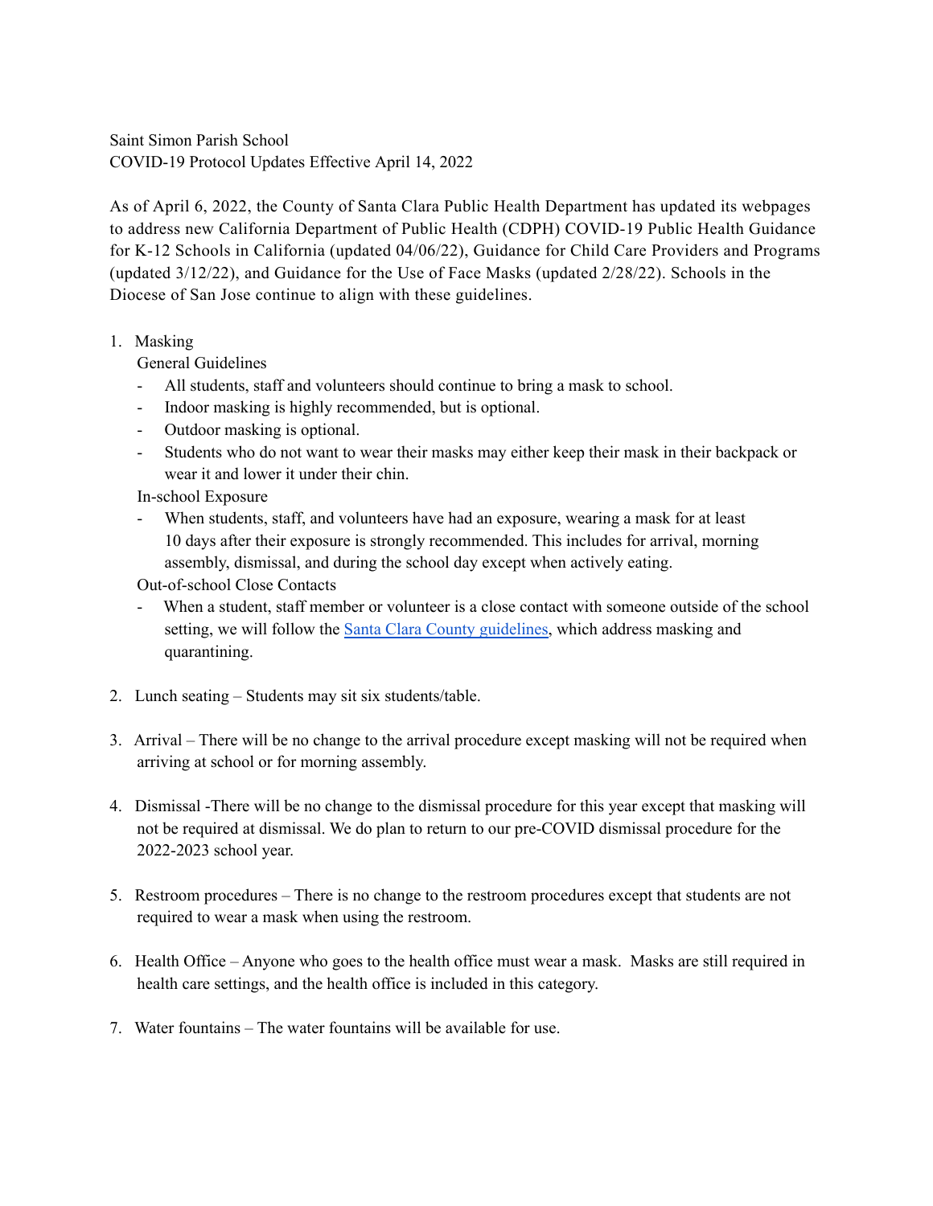Saint Simon Parish School
COVID-19 Protocol Updates Effective April 14, 2022

As of April 6, 2022, the County of Santa Clara Public Health Department has updated its webpages to address new California Department of Public Health (CDPH) COVID-19 Public Health Guidance for K-12 Schools in California (updated 04/06/22), Guidance for Child Care Providers and Programs (updated 3/12/22), and Guidance for the Use of Face Masks (updated 2/28/22). Schools in the Diocese of San Jose continue to align with these guidelines.

1. Masking

   General Guidelines
   - All students, staff and volunteers should continue to bring a mask to school.
   - Indoor masking is highly recommended, but is optional.
   - Outdoor masking is optional.
   - Students who do not want to wear their masks may either keep their mask in their backpack or wear it and lower it under their chin.

   In-school Exposure
   - When students, staff, and volunteers have had an exposure, wearing a mask for at least 10 days after their exposure is strongly recommended. This includes for arrival, morning assembly, dismissal, and during the school day except when actively eating.

   Out-of-school Close Contacts
   - When a student, staff member or volunteer is a close contact with someone outside of the school setting, we will follow the Santa Clara County guidelines, which address masking and quarantining.

2. Lunch seating – Students may sit six students/table.

3. Arrival – There will be no change to the arrival procedure except masking will not be required when arriving at school or for morning assembly.

4. Dismissal -There will be no change to the dismissal procedure for this year except that masking will not be required at dismissal. We do plan to return to our pre-COVID dismissal procedure for the 2022-2023 school year.

5. Restroom procedures – There is no change to the restroom procedures except that students are not required to wear a mask when using the restroom.

6. Health Office – Anyone who goes to the health office must wear a mask. Masks are still required in health care settings, and the health office is included in this category.

7. Water fountains – The water fountains will be available for use.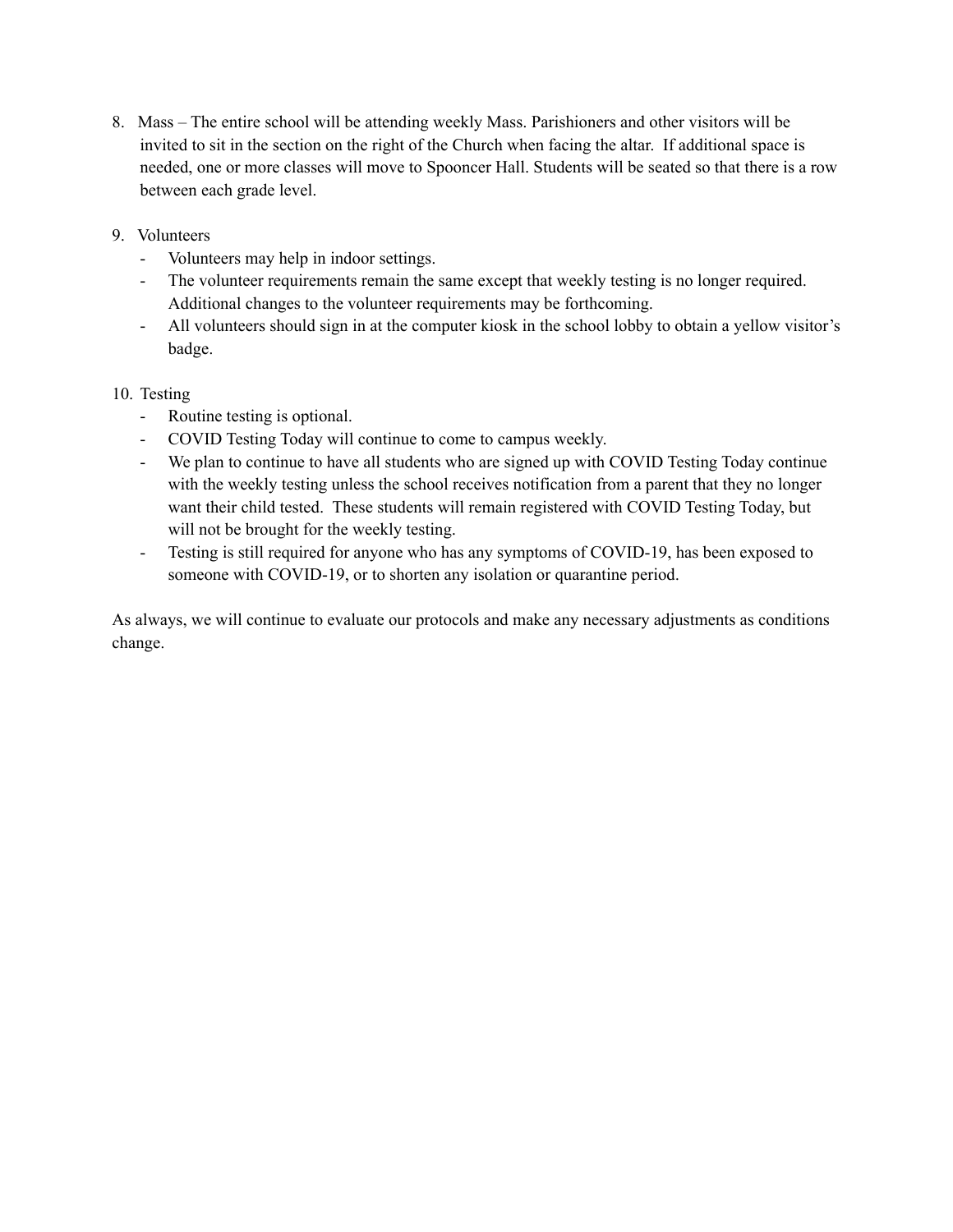8. Mass – The entire school will be attending weekly Mass. Parishioners and other visitors will be invited to sit in the section on the right of the Church when facing the altar. If additional space is needed, one or more classes will move to Spooncer Hall. Students will be seated so that there is a row between each grade level.

9. Volunteers
   - Volunteers may help in indoor settings.
   - The volunteer requirements remain the same except that weekly testing is no longer required. Additional changes to the volunteer requirements may be forthcoming.
   - All volunteers should sign in at the computer kiosk in the school lobby to obtain a yellow visitor's badge.

10. Testing
    - Routine testing is optional.
    - COVID Testing Today will continue to come to campus weekly.
    - We plan to continue to have all students who are signed up with COVID Testing Today continue with the weekly testing unless the school receives notification from a parent that they no longer want their child tested. These students will remain registered with COVID Testing Today, but will not be brought for the weekly testing.
    - Testing is still required for anyone who has any symptoms of COVID-19, has been exposed to someone with COVID-19, or to shorten any isolation or quarantine period.

As always, we will continue to evaluate our protocols and make any necessary adjustments as conditions change.